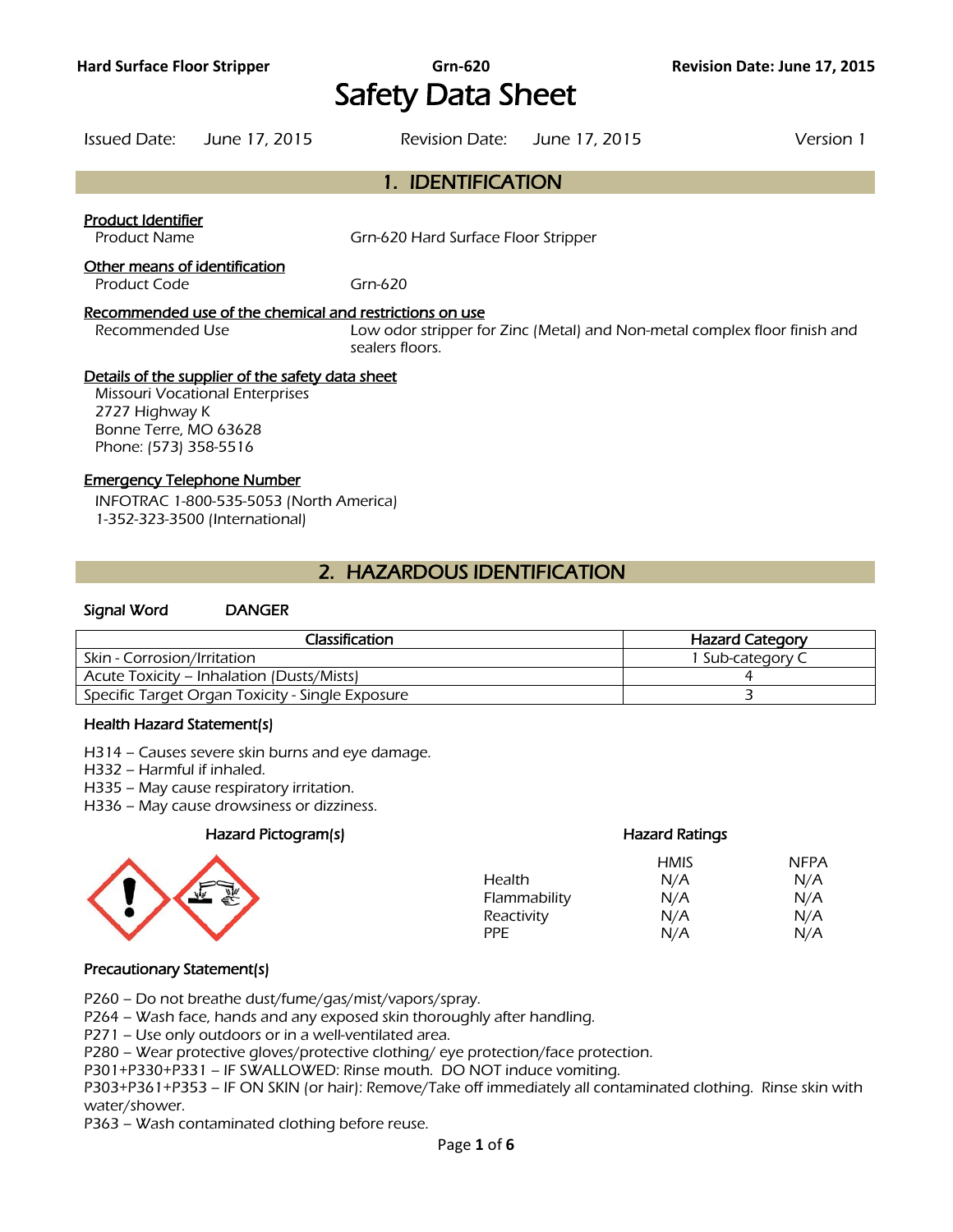# Safety Data Sheet

Issued Date: June 17, 2015 Revision Date: June 17, 2015 Version 1

## 1. IDENTIFICATION

**Product Identifier**

Product Name: Grn-620 Hard Surface Floor Stripper

**Other means of identification**

Product Code: Grn-620

**Recommended use of the chemical and restrictions on use**

Recommended Use: Low odor stripper for Zinc (Metal) and Non-metal complex floor finish and sealers floors.

**Details of the supplier of the safety data sheet**

Missouri Vocational Enterprises
2727 Highway K
Bonne Terre, MO 63628
Phone: (573) 358-5516

**Emergency Telephone Number**

INFOTRAC 1-800-535-5053 (North America)
1-352-323-3500 (International)

## 2. HAZARDOUS IDENTIFICATION

**Signal Word** DANGER

| Classification | Hazard Category |
| --- | --- |
| Skin - Corrosion/Irritation | 1 Sub-category C |
| Acute Toxicity – Inhalation (Dusts/Mists) | 4 |
| Specific Target Organ Toxicity - Single Exposure | 3 |

### Health Hazard Statement(s)

H314 – Causes severe skin burns and eye damage.
H332 – Harmful if inhaled.
H335 – May cause respiratory irritation.
H336 – May cause drowsiness or dizziness.

### Hazard Pictogram(s)

### Hazard Ratings

| | HMIS | NFPA |
| --- | --- | --- |
| Health | N/A | N/A |
| Flammability | N/A | N/A |
| Reactivity | N/A | N/A |
| PPE | N/A | N/A |

### Precautionary Statement(s)

P260 – Do not breathe dust/fume/gas/mist/vapors/spray.
P264 – Wash face, hands and any exposed skin thoroughly after handling.
P271 – Use only outdoors or in a well-ventilated area.
P280 – Wear protective gloves/protective clothing/ eye protection/face protection.
P301+P330+P331 – IF SWALLOWED: Rinse mouth. DO NOT induce vomiting.
P303+P361+P353 – IF ON SKIN (or hair): Remove/Take off immediately all contaminated clothing. Rinse skin with water/shower.
P363 – Wash contaminated clothing before reuse.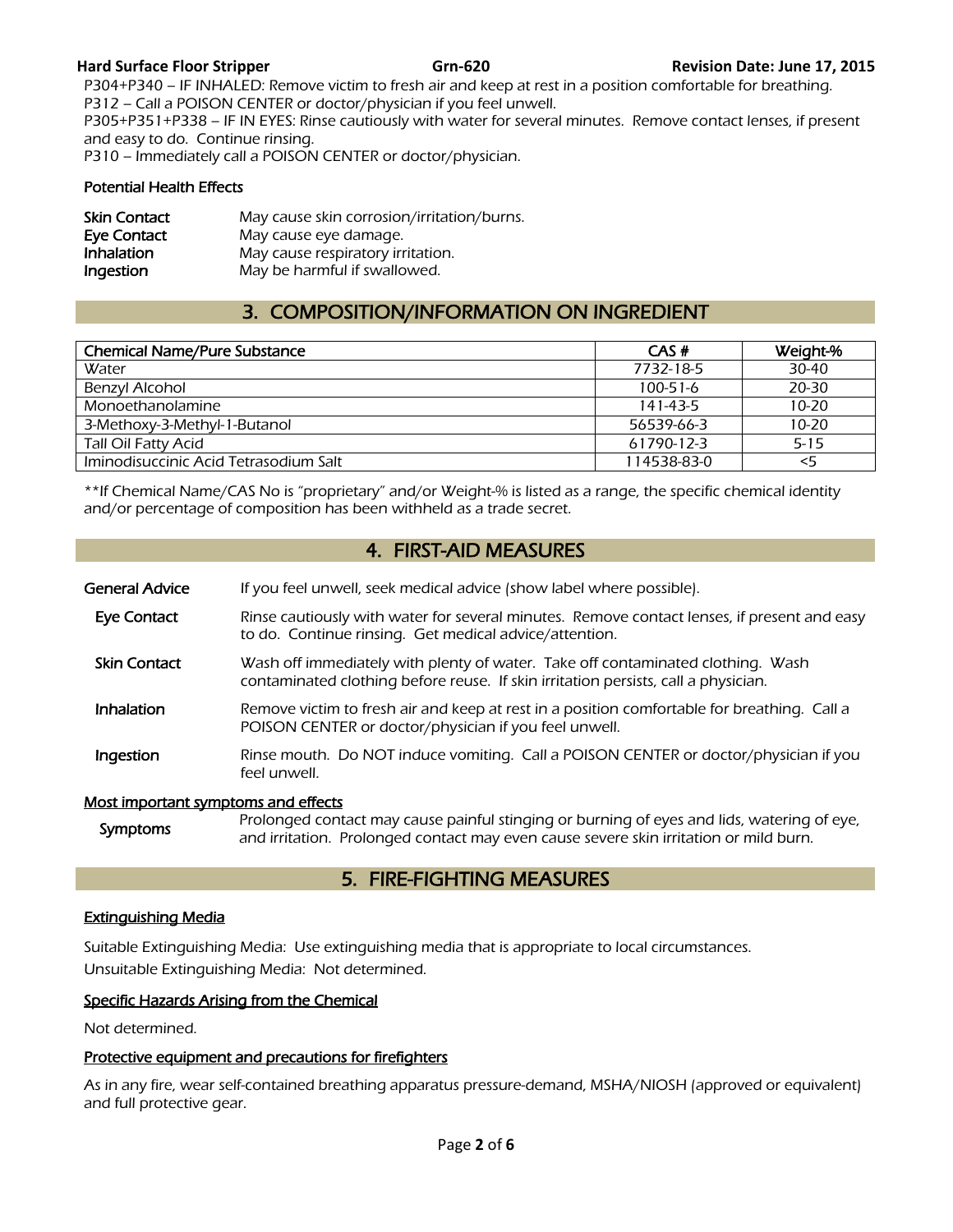P304+P340 – IF INHALED: Remove victim to fresh air and keep at rest in a position comfortable for breathing.
P312 – Call a POISON CENTER or doctor/physician if you feel unwell.
P305+P351+P338 – IF IN EYES: Rinse cautiously with water for several minutes. Remove contact lenses, if present and easy to do. Continue rinsing.
P310 – Immediately call a POISON CENTER or doctor/physician.

### Potential Health Effects

**Skin Contact** May cause skin corrosion/irritation/burns.
**Eye Contact** May cause eye damage.
**Inhalation** May cause respiratory irritation.
**Ingestion** May be harmful if swallowed.

## 3. COMPOSITION/INFORMATION ON INGREDIENT

| Chemical Name/Pure Substance | CAS # | Weight-% |
|---|---|---|
| Water | 7732-18-5 | 30-40 |
| Benzyl Alcohol | 100-51-6 | 20-30 |
| Monoethanolamine | 141-43-5 | 10-20 |
| 3-Methoxy-3-Methyl-1-Butanol | 56539-66-3 | 10-20 |
| Tall Oil Fatty Acid | 61790-12-3 | 5-15 |
| Iminodisuccinic Acid Tetrasodium Salt | 114538-83-0 | <5 |

**If Chemical Name/CAS No is "proprietary" and/or Weight-% is listed as a range, the specific chemical identity and/or percentage of composition has been withheld as a trade secret.

## 4. FIRST-AID MEASURES

**General Advice** If you feel unwell, seek medical advice (show label where possible).

**Eye Contact** Rinse cautiously with water for several minutes. Remove contact lenses, if present and easy to do. Continue rinsing. Get medical advice/attention.

**Skin Contact** Wash off immediately with plenty of water. Take off contaminated clothing. Wash contaminated clothing before reuse. If skin irritation persists, call a physician.

**Inhalation** Remove victim to fresh air and keep at rest in a position comfortable for breathing. Call a POISON CENTER or doctor/physician if you feel unwell.

**Ingestion** Rinse mouth. Do NOT induce vomiting. Call a POISON CENTER or doctor/physician if you feel unwell.

### Most important symptoms and effects

**Symptoms** Prolonged contact may cause painful stinging or burning of eyes and lids, watering of eye, and irritation. Prolonged contact may even cause severe skin irritation or mild burn.

## 5. FIRE-FIGHTING MEASURES

### Extinguishing Media

Suitable Extinguishing Media: Use extinguishing media that is appropriate to local circumstances.
Unsuitable Extinguishing Media: Not determined.

### Specific Hazards Arising from the Chemical

Not determined.

### Protective equipment and precautions for firefighters

As in any fire, wear self-contained breathing apparatus pressure-demand, MSHA/NIOSH (approved or equivalent) and full protective gear.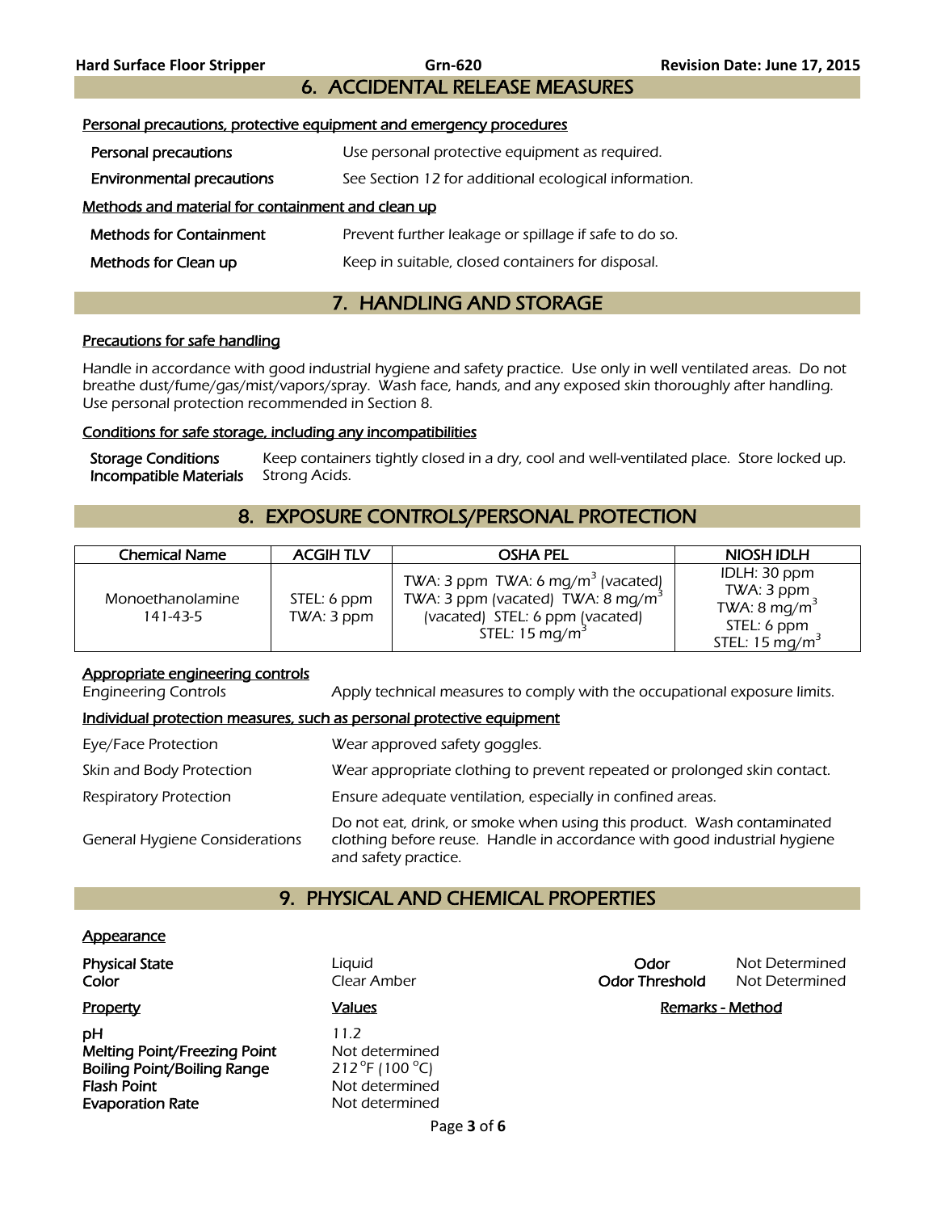## 6. ACCIDENTAL RELEASE MEASURES

### Personal precautions, protective equipment and emergency procedures

| | |
|---|---|
| **Personal precautions** | Use personal protective equipment as required. |
| **Environmental precautions** | See Section 12 for additional ecological information. |

### Methods and material for containment and clean up

| | |
|---|---|
| **Methods for Containment** | Prevent further leakage or spillage if safe to do so. |
| **Methods for Clean up** | Keep in suitable, closed containers for disposal. |

## 7. HANDLING AND STORAGE

### Precautions for safe handling

Handle in accordance with good industrial hygiene and safety practice. Use only in well ventilated areas. Do not breathe dust/fume/gas/mist/vapors/spray. Wash face, hands, and any exposed skin thoroughly after handling. Use personal protection recommended in Section 8.

### Conditions for safe storage, including any incompatibilities

| | |
|---|---|
| **Storage Conditions** | Keep containers tightly closed in a dry, cool and well-ventilated place. Store locked up. |
| **Incompatible Materials** | Strong Acids. |

## 8. EXPOSURE CONTROLS/PERSONAL PROTECTION

| Chemical Name | ACGIH TLV | OSHA PEL | NIOSH IDLH |
|---|---|---|---|
| Monoethanolamine 141-43-5 | STEL: 6 ppm TWA: 3 ppm | TWA: 3 ppm TWA: 6 mg/m$^3$ (vacated) TWA: 3 ppm (vacated) TWA: 8 mg/m$^3$ (vacated) STEL: 6 ppm (vacated) STEL: 15 mg/m$^3$ | IDLH: 30 ppm TWA: 3 ppm TWA: 8 mg/m$^3$ STEL: 6 ppm STEL: 15 mg/m$^3$ |

### Appropriate engineering controls

| | |
|---|---|
| Engineering Controls | Apply technical measures to comply with the occupational exposure limits. |

### Individual protection measures, such as personal protective equipment

| | |
|---|---|
| Eye/Face Protection | Wear approved safety goggles. |
| Skin and Body Protection | Wear appropriate clothing to prevent repeated or prolonged skin contact. |
| Respiratory Protection | Ensure adequate ventilation, especially in confined areas. |
| General Hygiene Considerations | Do not eat, drink, or smoke when using this product. Wash contaminated clothing before reuse. Handle in accordance with good industrial hygiene and safety practice. |

## 9. PHYSICAL AND CHEMICAL PROPERTIES

### Appearance

| | | | |
|---|---|---|---|
| **Physical State** | Liquid | **Odor** | Not Determined |
| **Color** | Clear Amber | **Odor Threshold** | Not Determined |

| Property | Values | Remarks - Method |
|---|---|---|
| **pH** | 11.2 | |
| **Melting Point/Freezing Point** | Not determined | |
| **Boiling Point/Boiling Range** | 212°F (100°C) | |
| **Flash Point** | Not determined | |
| **Evaporation Rate** | Not determined | |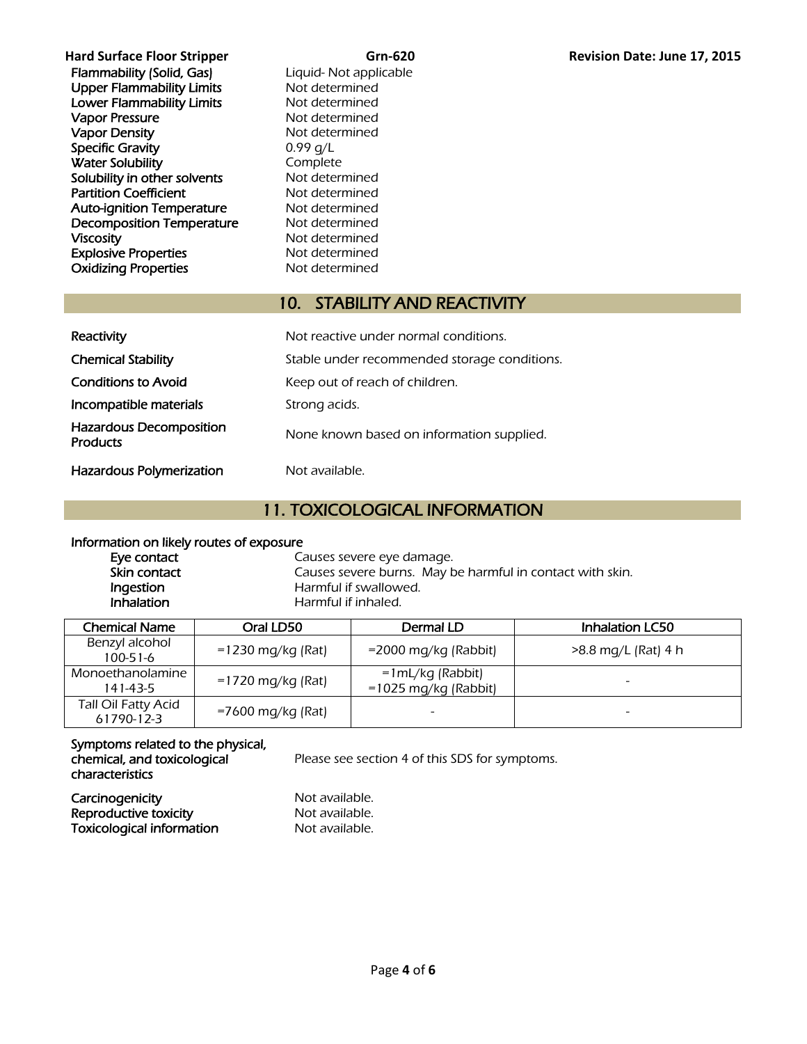| | |
|---|---|
| Flammability (Solid, Gas) | Liquid- Not applicable |
| Upper Flammability Limits | Not determined |
| Lower Flammability Limits | Not determined |
| Vapor Pressure | Not determined |
| Vapor Density | Not determined |
| Specific Gravity | 0.99 g/L |
| Water Solubility | Complete |
| Solubility in other solvents | Not determined |
| Partition Coefficient | Not determined |
| Auto-ignition Temperature | Not determined |
| Decomposition Temperature | Not determined |
| Viscosity | Not determined |
| Explosive Properties | Not determined |
| Oxidizing Properties | Not determined |

## 10. STABILITY AND REACTIVITY

| | |
|---|---|
| Reactivity | Not reactive under normal conditions. |
| Chemical Stability | Stable under recommended storage conditions. |
| Conditions to Avoid | Keep out of reach of children. |
| Incompatible materials | Strong acids. |
| Hazardous Decomposition Products | None known based on information supplied. |
| Hazardous Polymerization | Not available. |

## 11. TOXICOLOGICAL INFORMATION

**Information on likely routes of exposure**

| | |
|---|---|
| Eye contact | Causes severe eye damage. |
| Skin contact | Causes severe burns. May be harmful in contact with skin. |
| Ingestion | Harmful if swallowed. |
| Inhalation | Harmful if inhaled. |

| Chemical Name | Oral LD50 | Dermal LD | Inhalation LC50 |
|---|---|---|---|
| Benzyl alcohol 100-51-6 | =1230 mg/kg (Rat) | =2000 mg/kg (Rabbit) | >8.8 mg/L (Rat) 4 h |
| Monoethanolamine 141-43-5 | =1720 mg/kg (Rat) | =1mL/kg (Rabbit) =1025 mg/kg (Rabbit) | - |
| Tall Oil Fatty Acid 61790-12-3 | =7600 mg/kg (Rat) | - | - |

| | |
|---|---|
| Symptoms related to the physical, chemical, and toxicological characteristics | Please see section 4 of this SDS for symptoms. |
| Carcinogenicity | Not available. |
| Reproductive toxicity | Not available. |
| Toxicological information | Not available. |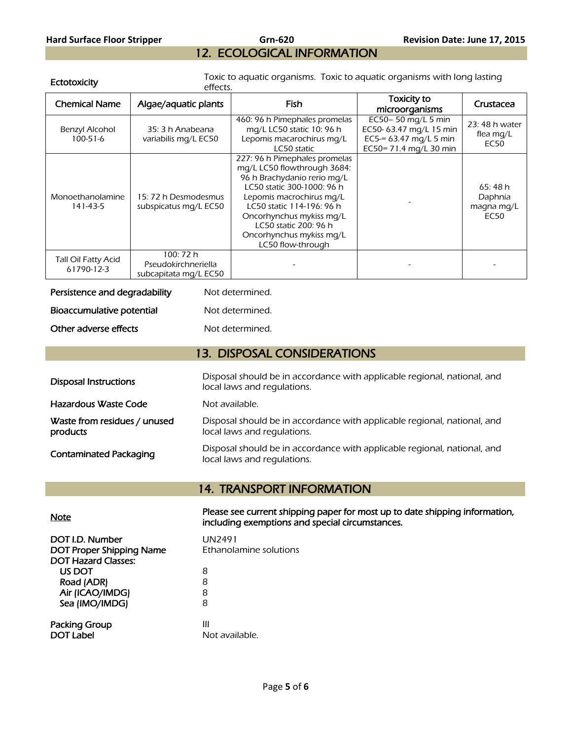## 12. ECOLOGICAL INFORMATION

**Ectotoxicity** Toxic to aquatic organisms. Toxic to aquatic organisms with long lasting effects.

| Chemical Name | Algae/aquatic plants | Fish | Toxicity to microorganisms | Crustacea |
|---|---|---|---|---|
| Benzyl Alcohol 100-51-6 | 35: 3 h Anabeana variabilis mg/L EC50 | 460: 96 h Pimephales promelas mg/L LC50 static 10: 96 h Lepomis macarochirus mg/L LC50 static | EC50– 50 mg/L 5 min EC50- 63.47 mg/L 15 min EC5-= 63.47 mg/L 5 min EC50= 71.4 mg/L 30 min | 23: 48 h water flea mg/L EC50 |
| Monoethanolamine 141-43-5 | 15: 72 h Desmodesmus subspicatus mg/L EC50 | 227: 96 h Pimephales promelas mg/L LC50 flowthrough 3684: 96 h Brachydanio rerio mg/L LC50 static 300-1000: 96 h Lepomis macrochirus mg/L LC50 static 114-196: 96 h Oncorhynchus mykiss mg/L LC50 static 200: 96 h Oncorhynchus mykiss mg/L LC50 flow-through | - | 65: 48 h Daphnia magna mg/L EC50 |
| Tall Oil Fatty Acid 61790-12-3 | 100: 72 h Pseudokirchneriella subcapitata mg/L EC50 | - | - | - |

**Persistence and degradability** Not determined.

**Bioaccumulative potential** Not determined.

**Other adverse effects** Not determined.

## 13. DISPOSAL CONSIDERATIONS

**Disposal Instructions** Disposal should be in accordance with applicable regional, national, and local laws and regulations.

**Hazardous Waste Code** Not available.

**Waste from residues / unused products** Disposal should be in accordance with applicable regional, national, and local laws and regulations.

**Contaminated Packaging** Disposal should be in accordance with applicable regional, national, and local laws and regulations.

## 14. TRANSPORT INFORMATION

**Note** **Please see current shipping paper for most up to date shipping information, including exemptions and special circumstances.**

**DOT I.D. Number** UN2491

**DOT Proper Shipping Name** Ethanolamine solutions

**DOT Hazard Classes:**

- **US DOT** 8
- **Road (ADR)** 8
- **Air (ICAO/IMDG)** 8
- **Sea (IMO/IMDG)** 8

**Packing Group** III

**DOT Label** Not available.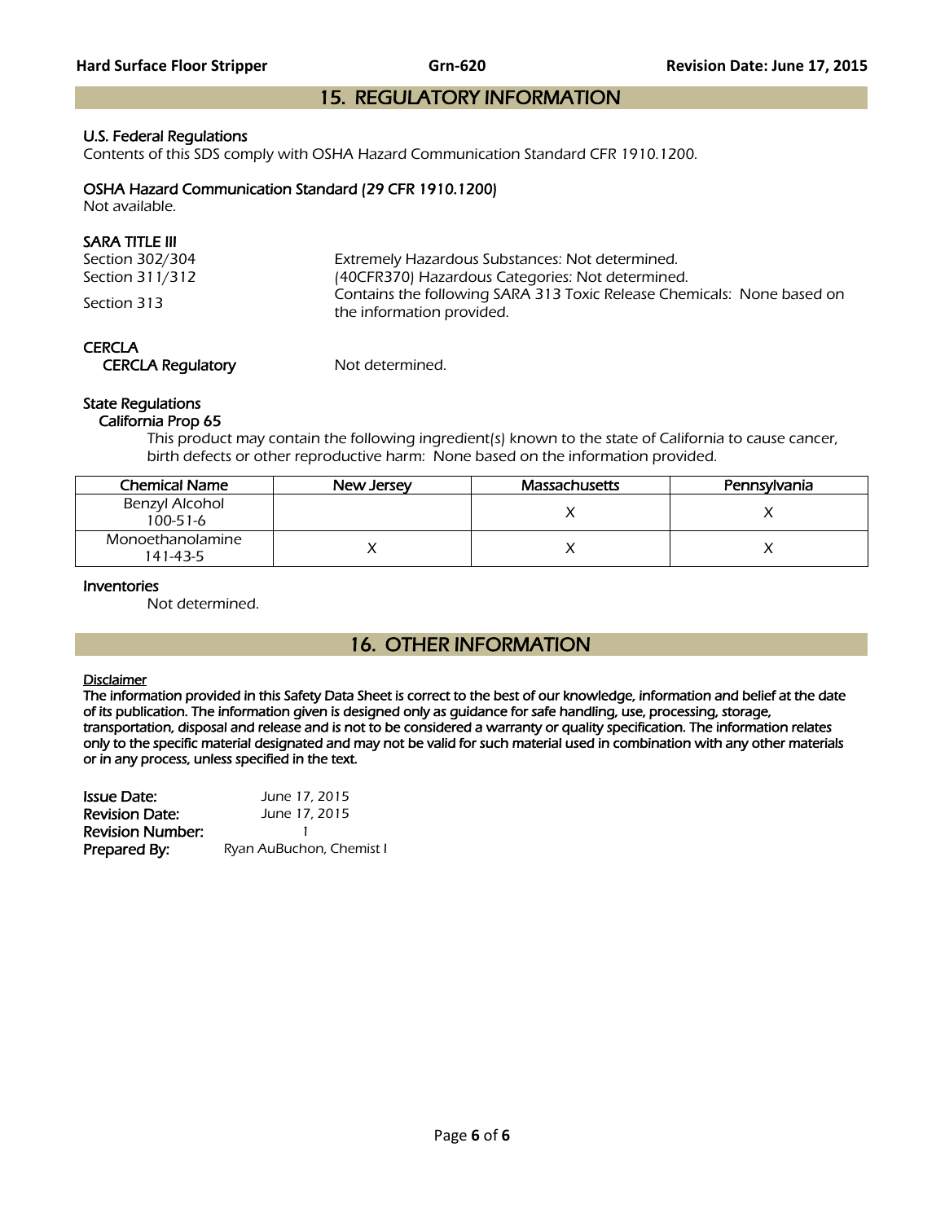## 15. REGULATORY INFORMATION

### U.S. Federal Regulations

Contents of this SDS comply with OSHA Hazard Communication Standard CFR 1910.1200.

### OSHA Hazard Communication Standard (29 CFR 1910.1200)

Not available.

### SARA TITLE III

| | |
|---|---|
| Section 302/304 | Extremely Hazardous Substances: Not determined. |
| Section 311/312 | (40CFR370) Hazardous Categories: Not determined. |
| Section 313 | Contains the following SARA 313 Toxic Release Chemicals: None based on the information provided. |

### CERCLA

CERCLA Regulatory — Not determined.

### State Regulations

**California Prop 65**

This product may contain the following ingredient(s) known to the state of California to cause cancer, birth defects or other reproductive harm: None based on the information provided.

| Chemical Name | New Jersey | Massachusetts | Pennsylvania |
|---|---|---|---|
| Benzyl Alcohol 100-51-6 | | X | X |
| Monoethanolamine 141-43-5 | X | X | X |

### Inventories

Not determined.

## 16. OTHER INFORMATION

Disclaimer

**The information provided in this Safety Data Sheet is correct to the best of our knowledge, information and belief at the date of its publication. The information given is designed only as guidance for safe handling, use, processing, storage, transportation, disposal and release and is not to be considered a warranty or quality specification. The information relates only to the specific material designated and may not be valid for such material used in combination with any other materials or in any process, unless specified in the text.**

**Issue Date:** June 17, 2015
**Revision Date:** June 17, 2015
**Revision Number:** 1
**Prepared By:** Ryan AuBuchon, Chemist I